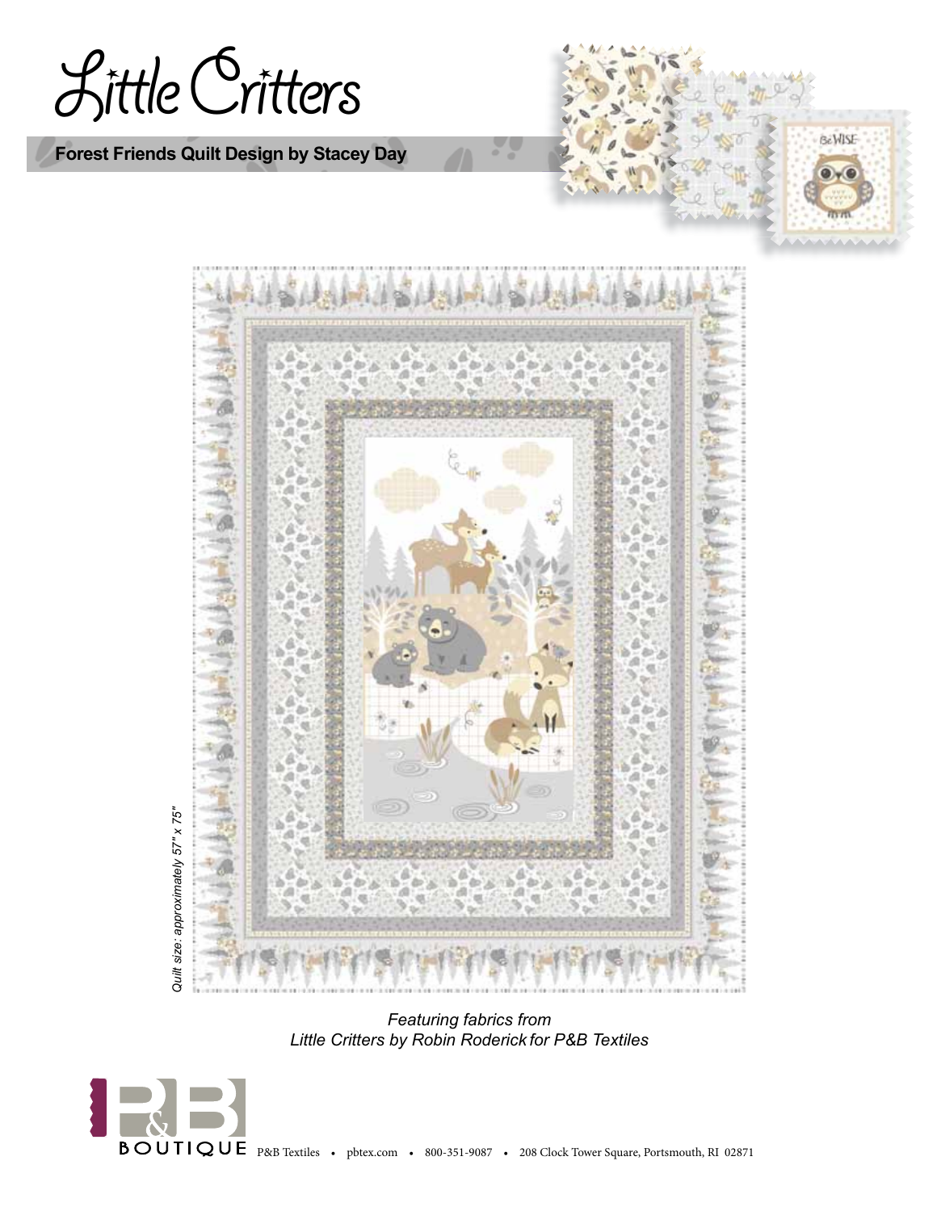# Little Critters

**Forest Friends Quilt Design by Stacey Day**

*Quilt size: approximately 57" x 75"*

*Featuring fabrics from*
*Little Critters by Robin Roderick for P&B Textiles*

P&B BOUTIQUE P&B Textiles • pbtex.com • 800-351-9087 • 208 Clock Tower Square, Portsmouth, RI 02871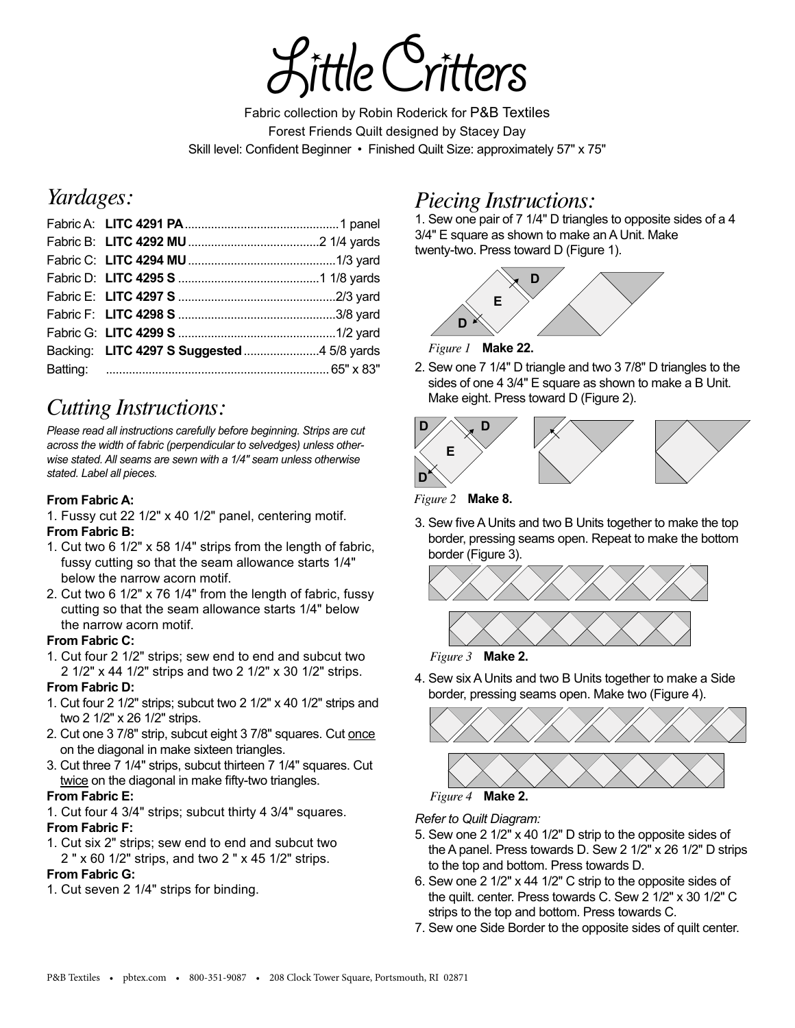# Little Critters

Fabric collection by Robin Roderick for P&B Textiles

Forest Friends Quilt designed by Stacey Day

Skill level: Confident Beginner • Finished Quilt Size: approximately 57" x 75"

## Yardages:

| | | |
|---|---|---|
| Fabric A: | **LITC 4291 PA** | 1 panel |
| Fabric B: | **LITC 4292 MU** | 2 1/4 yards |
| Fabric C: | **LITC 4294 MU** | 1/3 yard |
| Fabric D: | **LITC 4295 S** | 1 1/8 yards |
| Fabric E: | **LITC 4297 S** | 2/3 yard |
| Fabric F: | **LITC 4298 S** | 3/8 yard |
| Fabric G: | **LITC 4299 S** | 1/2 yard |
| Backing: | **LITC 4297 S Suggested** | 4 5/8 yards |
| Batting: | | 65" x 83" |

## Cutting Instructions:

*Please read all instructions carefully before beginning. Strips are cut across the width of fabric (perpendicular to selvedges) unless otherwise stated. All seams are sewn with a 1/4" seam unless otherwise stated. Label all pieces.*

**From Fabric A:**

1. Fussy cut 22 1/2" x 40 1/2" panel, centering motif.

**From Fabric B:**

1. Cut two 6 1/2" x 58 1/4" strips from the length of fabric, fussy cutting so that the seam allowance starts 1/4" below the narrow acorn motif.
2. Cut two 6 1/2" x 76 1/4" from the length of fabric, fussy cutting so that the seam allowance starts 1/4" below the narrow acorn motif.

**From Fabric C:**

1. Cut four 2 1/2" strips; sew end to end and subcut two 2 1/2" x 44 1/2" strips and two 2 1/2" x 30 1/2" strips.

**From Fabric D:**

1. Cut four 2 1/2" strips; subcut two 2 1/2" x 40 1/2" strips and two 2 1/2" x 26 1/2" strips.
2. Cut one 3 7/8" strip, subcut eight 3 7/8" squares. Cut once on the diagonal in make sixteen triangles.
3. Cut three 7 1/4" strips, subcut thirteen 7 1/4" squares. Cut twice on the diagonal in make fifty-two triangles.

**From Fabric E:**

1. Cut four 4 3/4" strips; subcut thirty 4 3/4" squares.

**From Fabric F:**

1. Cut six 2" strips; sew end to end and subcut two 2 " x 60 1/2" strips, and two 2 " x 45 1/2" strips.

**From Fabric G:**

1. Cut seven 2 1/4" strips for binding.

## Piecing Instructions:

1. Sew one pair of 7 1/4" D triangles to opposite sides of a 4 3/4" E square as shown to make an A Unit. Make twenty-two. Press toward D (Figure 1).

*Figure 1* **Make 22.**

2. Sew one 7 1/4" D triangle and two 3 7/8" D triangles to the sides of one 4 3/4" E square as shown to make a B Unit. Make eight. Press toward D (Figure 2).

*Figure 2* **Make 8.**

3. Sew five A Units and two B Units together to make the top border, pressing seams open. Repeat to make the bottom border (Figure 3).

*Figure 3* **Make 2.**

4. Sew six A Units and two B Units together to make a Side border, pressing seams open. Make two (Figure 4).

*Figure 4* **Make 2.**

*Refer to Quilt Diagram:*

5. Sew one 2 1/2" x 40 1/2" D strip to the opposite sides of the A panel. Press towards D. Sew 2 1/2" x 26 1/2" D strips to the top and bottom. Press towards D.
6. Sew one 2 1/2" x 44 1/2" C strip to the opposite sides of the quilt. center. Press towards C. Sew 2 1/2" x 30 1/2" C strips to the top and bottom. Press towards C.
7. Sew one Side Border to the opposite sides of quilt center.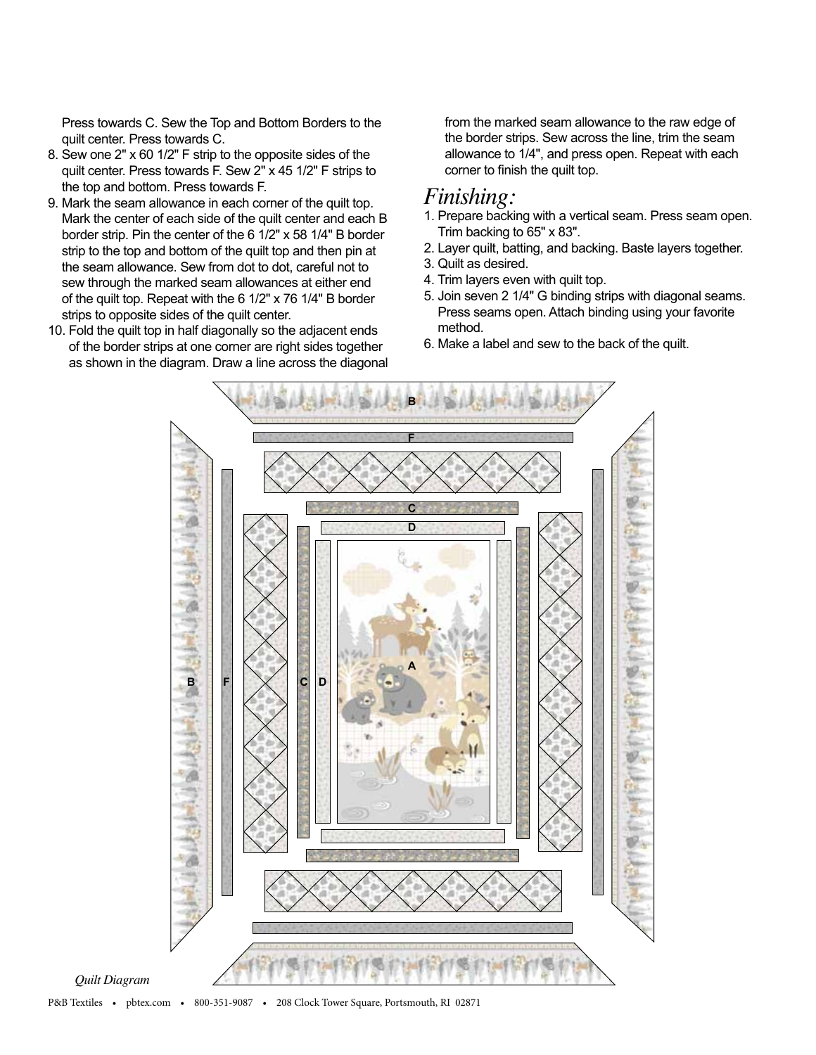Press towards C. Sew the Top and Bottom Borders to the quilt center. Press towards C.

8. Sew one 2" x 60 1/2" F strip to the opposite sides of the quilt center. Press towards F. Sew 2" x 45 1/2" F strips to the top and bottom. Press towards F.
9. Mark the seam allowance in each corner of the quilt top. Mark the center of each side of the quilt center and each B border strip. Pin the center of the 6 1/2" x 58 1/4" B border strip to the top and bottom of the quilt top and then pin at the seam allowance. Sew from dot to dot, careful not to sew through the marked seam allowances at either end of the quilt top. Repeat with the 6 1/2" x 76 1/4" B border strips to opposite sides of the quilt center.
10. Fold the quilt top in half diagonally so the adjacent ends of the border strips at one corner are right sides together as shown in the diagram. Draw a line across the diagonal from the marked seam allowance to the raw edge of the border strips. Sew across the line, trim the seam allowance to 1/4", and press open. Repeat with each corner to finish the quilt top.

## *Finishing:*

1. Prepare backing with a vertical seam. Press seam open. Trim backing to 65" x 83".
2. Layer quilt, batting, and backing. Baste layers together.
3. Quilt as desired.
4. Trim layers even with quilt top.
5. Join seven 2 1/4" G binding strips with diagonal seams. Press seams open. Attach binding using your favorite method.
6. Make a label and sew to the back of the quilt.

*Quilt Diagram*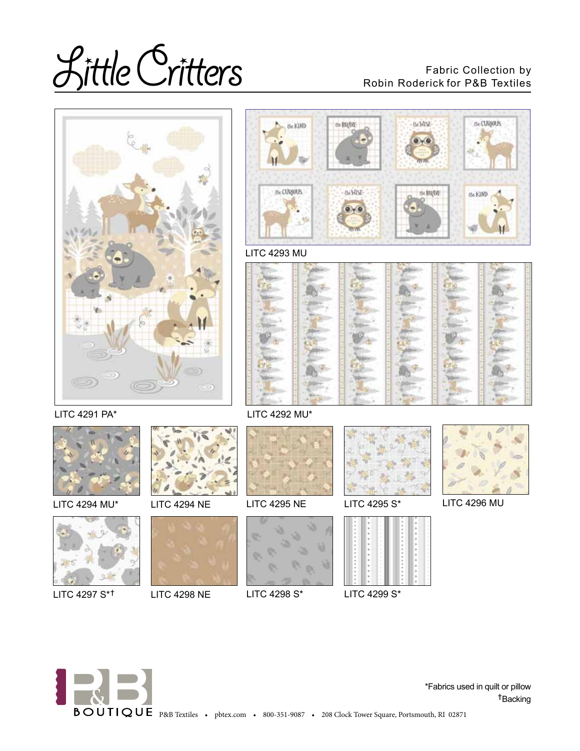# Little Critters

Fabric Collection by
Robin Roderick for P&B Textiles

LITC 4293 MU

LITC 4291 PA*

LITC 4292 MU*

LITC 4294 MU*

LITC 4294 NE

LITC 4295 NE

LITC 4295 S*

LITC 4296 MU

LITC 4297 S*†

LITC 4298 NE

LITC 4298 S*

LITC 4299 S*

*Fabrics used in quilt or pillow
†Backing

P&B BOUTIQUE P&B Textiles • pbtex.com • 800-351-9087 • 208 Clock Tower Square, Portsmouth, RI 02871